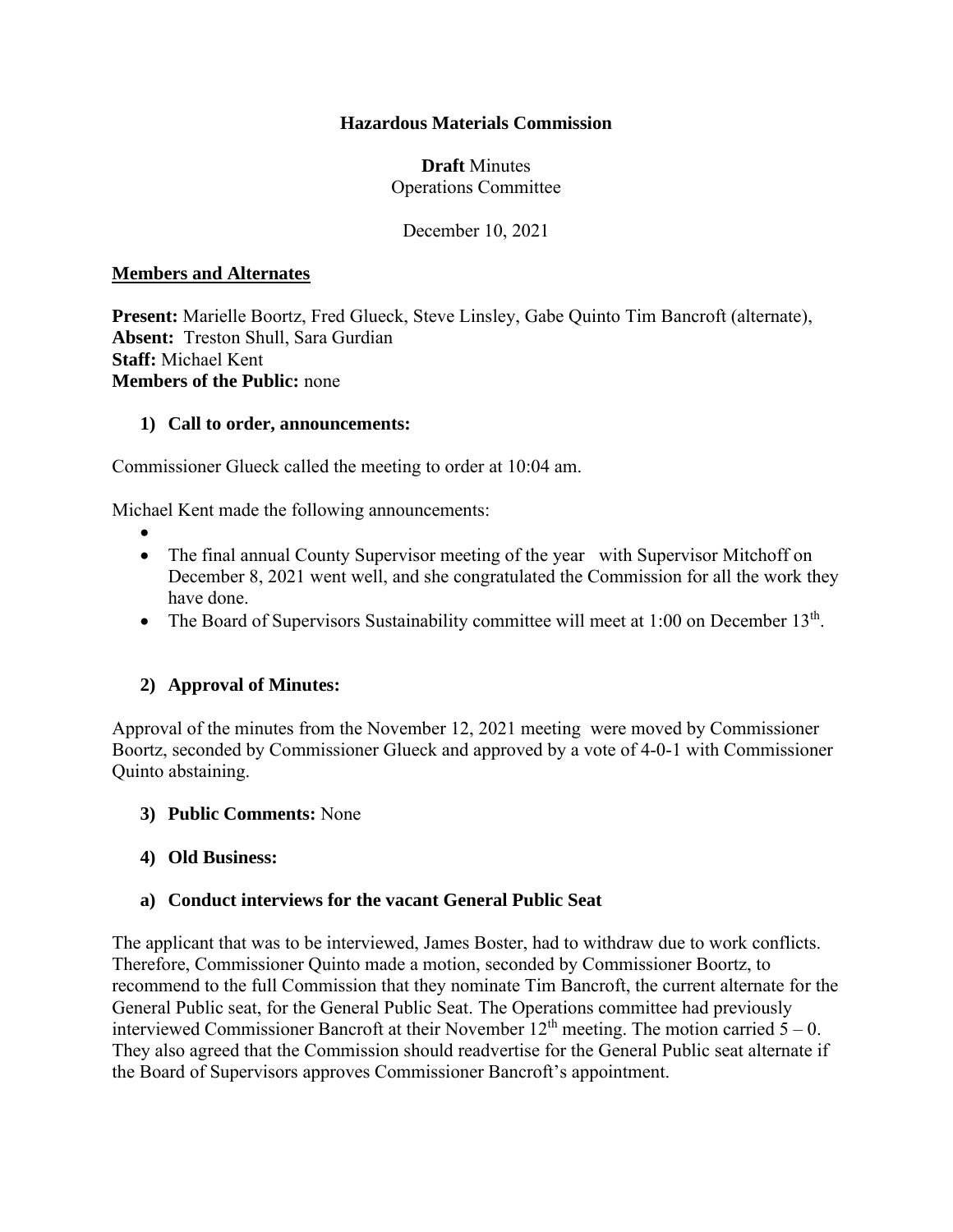**Hazardous Materials Commission**

**Draft** Minutes
Operations Committee

December 10, 2021

**Members and Alternates**

**Present:** Marielle Boortz, Fred Glueck, Steve Linsley, Gabe Quinto Tim Bancroft (alternate),
**Absent:** Treston Shull, Sara Gurdian
**Staff:** Michael Kent
**Members of the Public:** none

**1) Call to order, announcements:**

Commissioner Glueck called the meeting to order at 10:04 am.

Michael Kent made the following announcements:

- 
- The final annual County Supervisor meeting of the year with Supervisor Mitchoff on December 8, 2021 went well, and she congratulated the Commission for all the work they have done.
- The Board of Supervisors Sustainability committee will meet at 1:00 on December 13th.

**2) Approval of Minutes:**

Approval of the minutes from the November 12, 2021 meeting were moved by Commissioner Boortz, seconded by Commissioner Glueck and approved by a vote of 4-0-1 with Commissioner Quinto abstaining.

**3) Public Comments:** None

**4) Old Business:**

**a) Conduct interviews for the vacant General Public Seat**

The applicant that was to be interviewed, James Boster, had to withdraw due to work conflicts. Therefore, Commissioner Quinto made a motion, seconded by Commissioner Boortz, to recommend to the full Commission that they nominate Tim Bancroft, the current alternate for the General Public seat, for the General Public Seat. The Operations committee had previously interviewed Commissioner Bancroft at their November 12th meeting. The motion carried 5 – 0. They also agreed that the Commission should readvertise for the General Public seat alternate if the Board of Supervisors approves Commissioner Bancroft's appointment.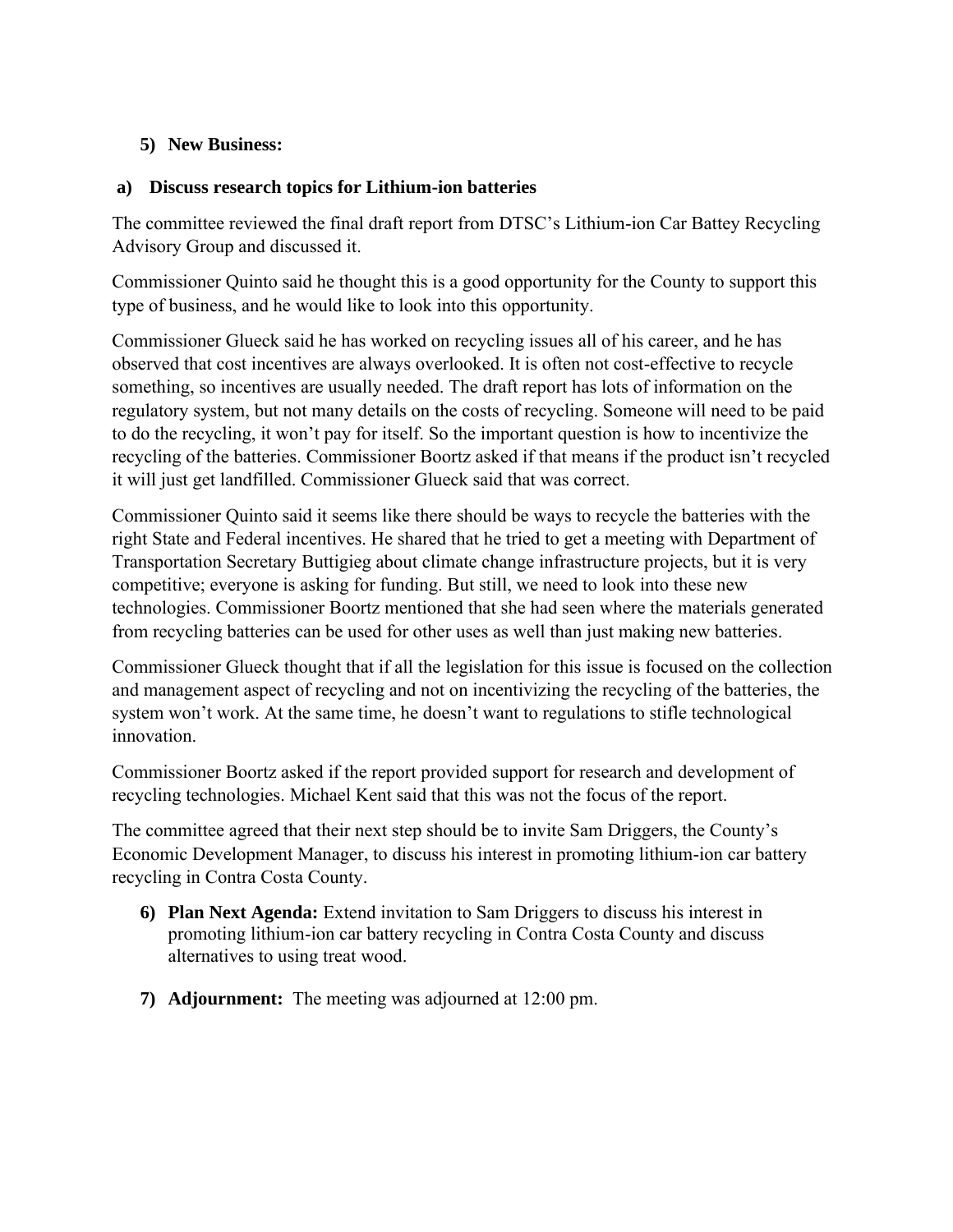**5) New Business:**

**a) Discuss research topics for Lithium-ion batteries**

The committee reviewed the final draft report from DTSC's Lithium-ion Car Battey Recycling Advisory Group and discussed it.

Commissioner Quinto said he thought this is a good opportunity for the County to support this type of business, and he would like to look into this opportunity.

Commissioner Glueck said he has worked on recycling issues all of his career, and he has observed that cost incentives are always overlooked. It is often not cost-effective to recycle something, so incentives are usually needed. The draft report has lots of information on the regulatory system, but not many details on the costs of recycling. Someone will need to be paid to do the recycling, it won't pay for itself. So the important question is how to incentivize the recycling of the batteries. Commissioner Boortz asked if that means if the product isn't recycled it will just get landfilled. Commissioner Glueck said that was correct.

Commissioner Quinto said it seems like there should be ways to recycle the batteries with the right State and Federal incentives. He shared that he tried to get a meeting with Department of Transportation Secretary Buttigieg about climate change infrastructure projects, but it is very competitive; everyone is asking for funding. But still, we need to look into these new technologies. Commissioner Boortz mentioned that she had seen where the materials generated from recycling batteries can be used for other uses as well than just making new batteries.

Commissioner Glueck thought that if all the legislation for this issue is focused on the collection and management aspect of recycling and not on incentivizing the recycling of the batteries, the system won't work. At the same time, he doesn't want to regulations to stifle technological innovation.

Commissioner Boortz asked if the report provided support for research and development of recycling technologies. Michael Kent said that this was not the focus of the report.

The committee agreed that their next step should be to invite Sam Driggers, the County's Economic Development Manager, to discuss his interest in promoting lithium-ion car battery recycling in Contra Costa County.

**6) Plan Next Agenda:** Extend invitation to Sam Driggers to discuss his interest in promoting lithium-ion car battery recycling in Contra Costa County and discuss alternatives to using treat wood.

**7) Adjournment:** The meeting was adjourned at 12:00 pm.